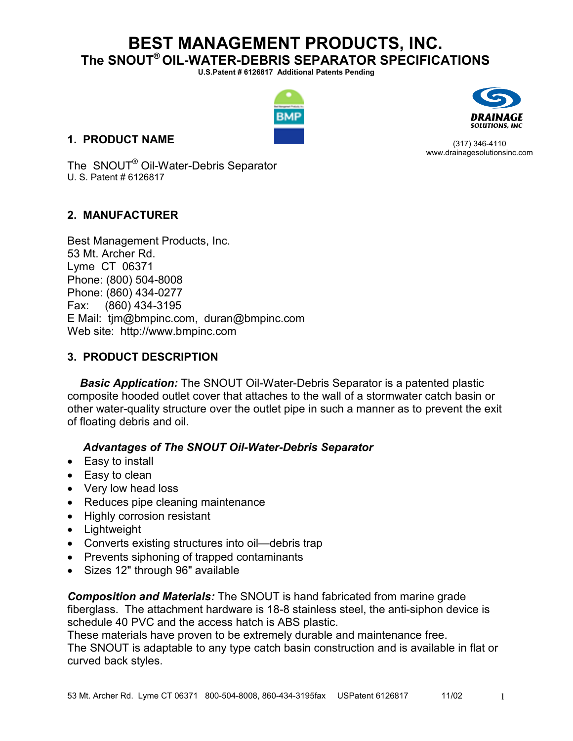# BEST MANAGEMENT PRODUCTS, INC.

## The SNOUT® OIL-WATER-DEBRIS SEPARATOR SPECIFICATIONS

**U.S.Patent # 6126817 Additional Patents Pending**

DRAINAGE SOLUTIONS, INC
(317) 346-4110
www.drainagesolutionsinc.com

### 1. PRODUCT NAME

The SNOUT® Oil-Water-Debris Separator
U. S. Patent # 6126817

### 2. MANUFACTURER

Best Management Products, Inc.
53 Mt. Archer Rd.
Lyme CT 06371
Phone: (800) 504-8008
Phone: (860) 434-0277
Fax: (860) 434-3195
E Mail: tjm@bmpinc.com, duran@bmpinc.com
Web site: http://www.bmpinc.com

### 3. PRODUCT DESCRIPTION

***Basic Application:*** The SNOUT Oil-Water-Debris Separator is a patented plastic composite hooded outlet cover that attaches to the wall of a stormwater catch basin or other water-quality structure over the outlet pipe in such a manner as to prevent the exit of floating debris and oil.

***Advantages of The SNOUT Oil-Water-Debris Separator***

- Easy to install
- Easy to clean
- Very low head loss
- Reduces pipe cleaning maintenance
- Highly corrosion resistant
- Lightweight
- Converts existing structures into oil—debris trap
- Prevents siphoning of trapped contaminants
- Sizes 12" through 96" available

***Composition and Materials:*** The SNOUT is hand fabricated from marine grade fiberglass. The attachment hardware is 18-8 stainless steel, the anti-siphon device is schedule 40 PVC and the access hatch is ABS plastic.
These materials have proven to be extremely durable and maintenance free.
The SNOUT is adaptable to any type catch basin construction and is available in flat or curved back styles.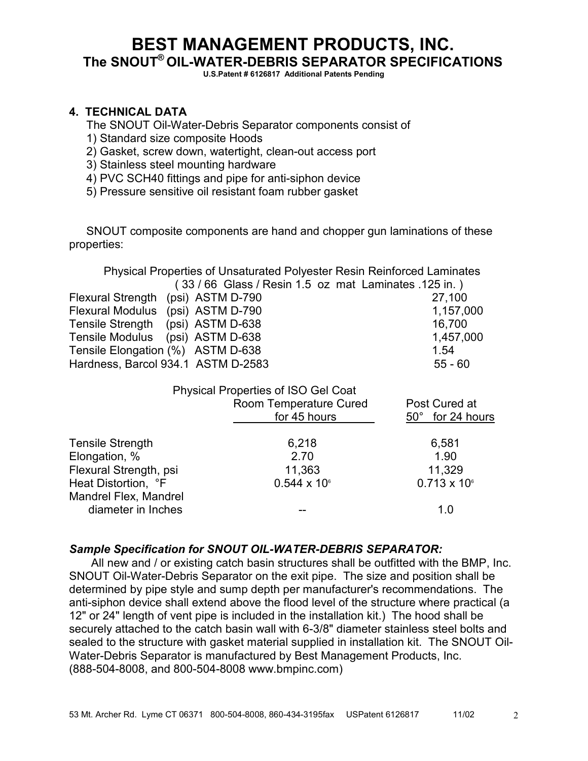# BEST MANAGEMENT PRODUCTS, INC.

## The SNOUT® OIL-WATER-DEBRIS SEPARATOR SPECIFICATIONS

**U.S.Patent # 6126817 Additional Patents Pending**

### 4. TECHNICAL DATA

The SNOUT Oil-Water-Debris Separator components consist of

1) Standard size composite Hoods
2) Gasket, screw down, watertight, clean-out access port
3) Stainless steel mounting hardware
4) PVC SCH40 fittings and pipe for anti-siphon device
5) Pressure sensitive oil resistant foam rubber gasket

SNOUT composite components are hand and chopper gun laminations of these properties:

Physical Properties of Unsaturated Polyester Resin Reinforced Laminates
( 33 / 66 Glass / Resin 1.5 oz mat Laminates .125 in. )

| Property | Test Method | Value |
|---|---|---|
| Flexural Strength (psi) | ASTM D-790 | 27,100 |
| Flexural Modulus (psi) | ASTM D-790 | 1,157,000 |
| Tensile Strength (psi) | ASTM D-638 | 16,700 |
| Tensile Modulus (psi) | ASTM D-638 | 1,457,000 |
| Tensile Elongation (%) | ASTM D-638 | 1.54 |
| Hardness, Barcol 934.1 | ASTM D-2583 | 55 - 60 |

Physical Properties of ISO Gel Coat

| | Room Temperature Cured for 45 hours | Post Cured at 50° for 24 hours |
|---|---|---|
| Tensile Strength | 6,218 | 6,581 |
| Elongation, % | 2.70 | 1.90 |
| Flexural Strength, psi | 11,363 | 11,329 |
| Heat Distortion, °F | $0.544 \times 10^6$ | $0.713 \times 10^6$ |
| Mandrel Flex, Mandrel diameter in Inches | -- | 1.0 |

***Sample Specification for SNOUT OIL-WATER-DEBRIS SEPARATOR:***

All new and / or existing catch basin structures shall be outfitted with the BMP, Inc. SNOUT Oil-Water-Debris Separator on the exit pipe. The size and position shall be determined by pipe style and sump depth per manufacturer's recommendations. The anti-siphon device shall extend above the flood level of the structure where practical (a 12" or 24" length of vent pipe is included in the installation kit.) The hood shall be securely attached to the catch basin wall with 6-3/8" diameter stainless steel bolts and sealed to the structure with gasket material supplied in installation kit. The SNOUT Oil-Water-Debris Separator is manufactured by Best Management Products, Inc. (888-504-8008, and 800-504-8008 www.bmpinc.com)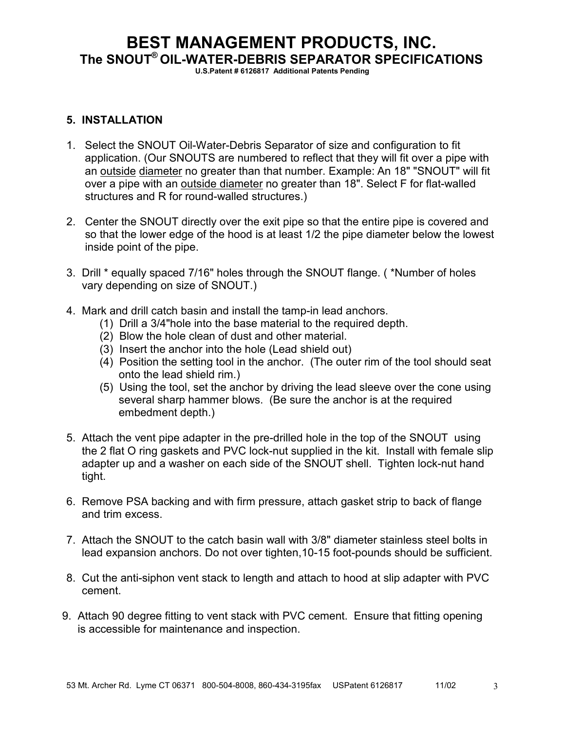# BEST MANAGEMENT PRODUCTS, INC.

## The SNOUT® OIL-WATER-DEBRIS SEPARATOR SPECIFICATIONS

**U.S.Patent # 6126817 Additional Patents Pending**

### 5. INSTALLATION

1. Select the SNOUT Oil-Water-Debris Separator of size and configuration to fit application. (Our SNOUTS are numbered to reflect that they will fit over a pipe with an <u>outside</u> <u>diameter</u> no greater than that number. Example: An 18" "SNOUT" will fit over a pipe with an <u>outside diameter</u> no greater than 18". Select F for flat-walled structures and R for round-walled structures.)

2. Center the SNOUT directly over the exit pipe so that the entire pipe is covered and so that the lower edge of the hood is at least 1/2 the pipe diameter below the lowest inside point of the pipe.

3. Drill * equally spaced 7/16" holes through the SNOUT flange. ( *Number of holes vary depending on size of SNOUT.)

4. Mark and drill catch basin and install the tamp-in lead anchors.
   (1) Drill a 3/4"hole into the base material to the required depth.
   (2) Blow the hole clean of dust and other material.
   (3) Insert the anchor into the hole (Lead shield out)
   (4) Position the setting tool in the anchor. (The outer rim of the tool should seat onto the lead shield rim.)
   (5) Using the tool, set the anchor by driving the lead sleeve over the cone using several sharp hammer blows. (Be sure the anchor is at the required embedment depth.)

5. Attach the vent pipe adapter in the pre-drilled hole in the top of the SNOUT using the 2 flat O ring gaskets and PVC lock-nut supplied in the kit. Install with female slip adapter up and a washer on each side of the SNOUT shell. Tighten lock-nut hand tight.

6. Remove PSA backing and with firm pressure, attach gasket strip to back of flange and trim excess.

7. Attach the SNOUT to the catch basin wall with 3/8" diameter stainless steel bolts in lead expansion anchors. Do not over tighten,10-15 foot-pounds should be sufficient.

8. Cut the anti-siphon vent stack to length and attach to hood at slip adapter with PVC cement.

9. Attach 90 degree fitting to vent stack with PVC cement. Ensure that fitting opening is accessible for maintenance and inspection.

53 Mt. Archer Rd. Lyme CT 06371 800-504-8008, 860-434-3195fax USPatent 6126817 11/02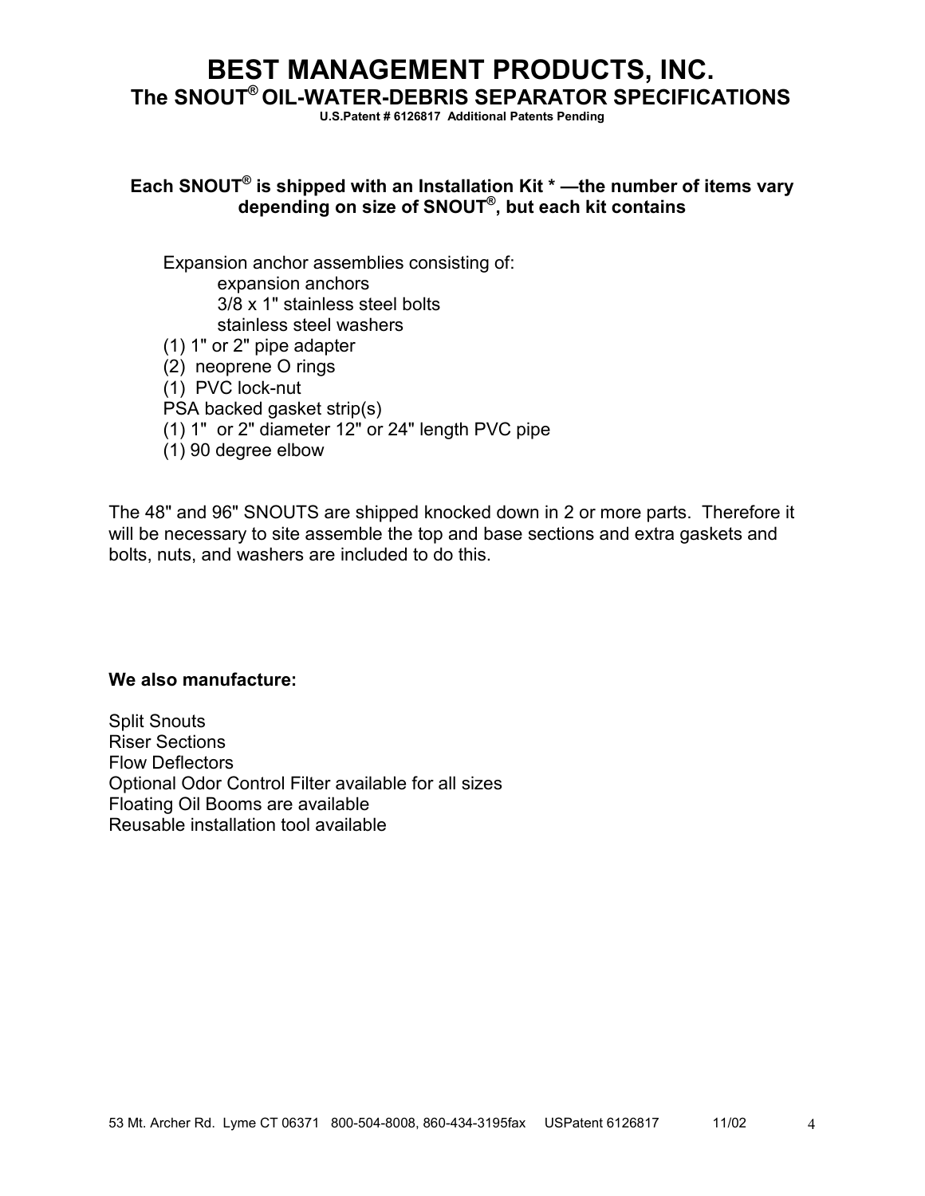# BEST MANAGEMENT PRODUCTS, INC.

## The SNOUT® OIL-WATER-DEBRIS SEPARATOR SPECIFICATIONS

**U.S.Patent # 6126817 Additional Patents Pending**

**Each SNOUT® is shipped with an Installation Kit * —the number of items vary depending on size of SNOUT®, but each kit contains**

Expansion anchor assemblies consisting of:
- expansion anchors
- 3/8 x 1" stainless steel bolts
- stainless steel washers

(1) 1" or 2" pipe adapter
(2) neoprene O rings
(1) PVC lock-nut
PSA backed gasket strip(s)
(1) 1" or 2" diameter 12" or 24" length PVC pipe
(1) 90 degree elbow

The 48" and 96" SNOUTS are shipped knocked down in 2 or more parts. Therefore it will be necessary to site assemble the top and base sections and extra gaskets and bolts, nuts, and washers are included to do this.

**We also manufacture:**

Split Snouts
Riser Sections
Flow Deflectors
Optional Odor Control Filter available for all sizes
Floating Oil Booms are available
Reusable installation tool available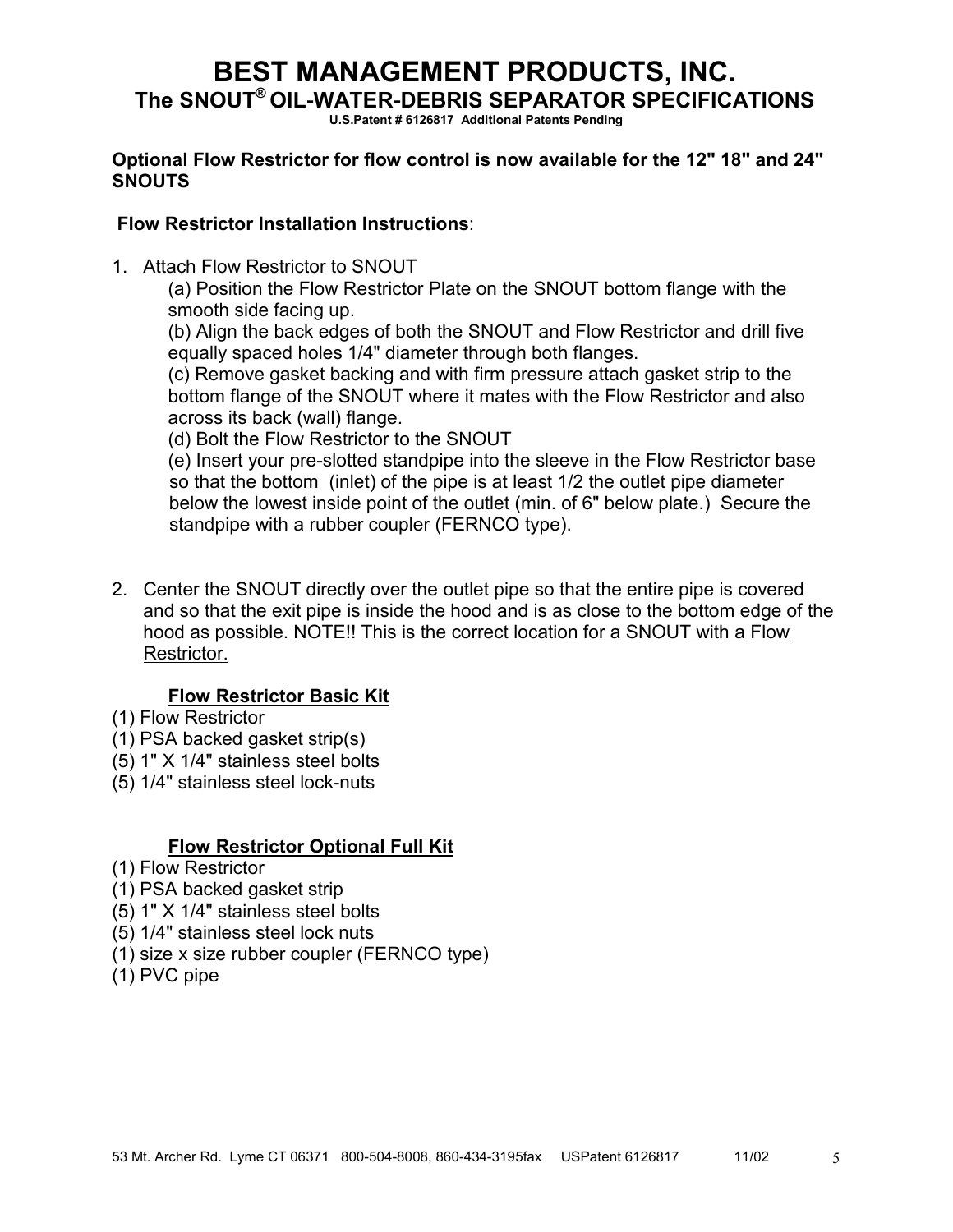# BEST MANAGEMENT PRODUCTS, INC.

## The SNOUT® OIL-WATER-DEBRIS SEPARATOR SPECIFICATIONS

**U.S.Patent # 6126817 Additional Patents Pending**

**Optional Flow Restrictor for flow control is now available for the 12" 18" and 24" SNOUTS**

**Flow Restrictor Installation Instructions**:

1. Attach Flow Restrictor to SNOUT
   (a) Position the Flow Restrictor Plate on the SNOUT bottom flange with the smooth side facing up.
   (b) Align the back edges of both the SNOUT and Flow Restrictor and drill five equally spaced holes 1/4" diameter through both flanges.
   (c) Remove gasket backing and with firm pressure attach gasket strip to the bottom flange of the SNOUT where it mates with the Flow Restrictor and also across its back (wall) flange.
   (d) Bolt the Flow Restrictor to the SNOUT
   (e) Insert your pre-slotted standpipe into the sleeve in the Flow Restrictor base so that the bottom (inlet) of the pipe is at least 1/2 the outlet pipe diameter below the lowest inside point of the outlet (min. of 6" below plate.) Secure the standpipe with a rubber coupler (FERNCO type).

2. Center the SNOUT directly over the outlet pipe so that the entire pipe is covered and so that the exit pipe is inside the hood and is as close to the bottom edge of the hood as possible. <u>NOTE!! This is the correct location for a SNOUT with a Flow Restrictor.</u>

**<u>Flow Restrictor Basic Kit</u>**

(1) Flow Restrictor
(1) PSA backed gasket strip(s)
(5) 1" X 1/4" stainless steel bolts
(5) 1/4" stainless steel lock-nuts

**<u>Flow Restrictor Optional Full Kit</u>**

(1) Flow Restrictor
(1) PSA backed gasket strip
(5) 1" X 1/4" stainless steel bolts
(5) 1/4" stainless steel lock nuts
(1) size x size rubber coupler (FERNCO type)
(1) PVC pipe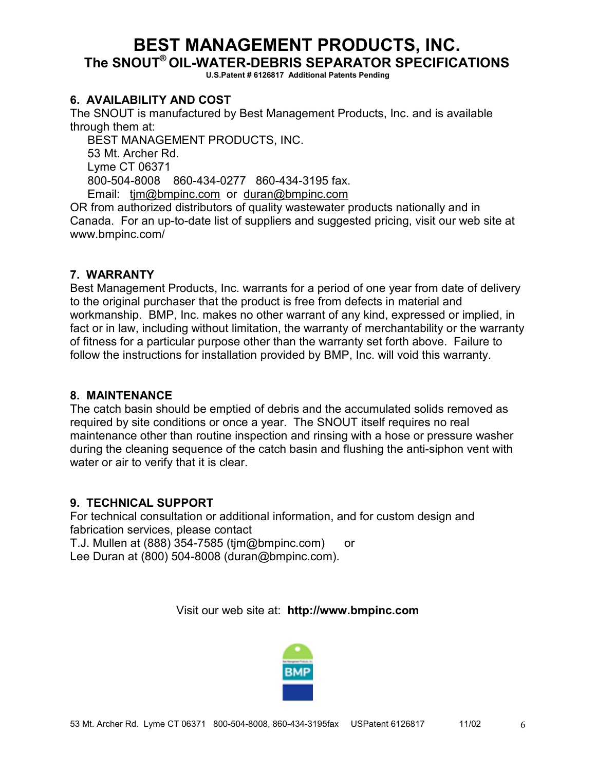# BEST MANAGEMENT PRODUCTS, INC.

## The SNOUT® OIL-WATER-DEBRIS SEPARATOR SPECIFICATIONS

**U.S.Patent # 6126817 Additional Patents Pending**

### 6. AVAILABILITY AND COST

The SNOUT is manufactured by Best Management Products, Inc. and is available through them at:

BEST MANAGEMENT PRODUCTS, INC.
53 Mt. Archer Rd.
Lyme CT 06371
800-504-8008 860-434-0277 860-434-3195 fax.
Email: tjm@bmpinc.com or duran@bmpinc.com

OR from authorized distributors of quality wastewater products nationally and in Canada. For an up-to-date list of suppliers and suggested pricing, visit our web site at www.bmpinc.com/

### 7. WARRANTY

Best Management Products, Inc. warrants for a period of one year from date of delivery to the original purchaser that the product is free from defects in material and workmanship. BMP, Inc. makes no other warrant of any kind, expressed or implied, in fact or in law, including without limitation, the warranty of merchantability or the warranty of fitness for a particular purpose other than the warranty set forth above. Failure to follow the instructions for installation provided by BMP, Inc. will void this warranty.

### 8. MAINTENANCE

The catch basin should be emptied of debris and the accumulated solids removed as required by site conditions or once a year. The SNOUT itself requires no real maintenance other than routine inspection and rinsing with a hose or pressure washer during the cleaning sequence of the catch basin and flushing the anti-siphon vent with water or air to verify that it is clear.

### 9. TECHNICAL SUPPORT

For technical consultation or additional information, and for custom design and fabrication services, please contact
T.J. Mullen at (888) 354-7585 (tjm@bmpinc.com) or
Lee Duran at (800) 504-8008 (duran@bmpinc.com).

Visit our web site at: **http://www.bmpinc.com**

BMP